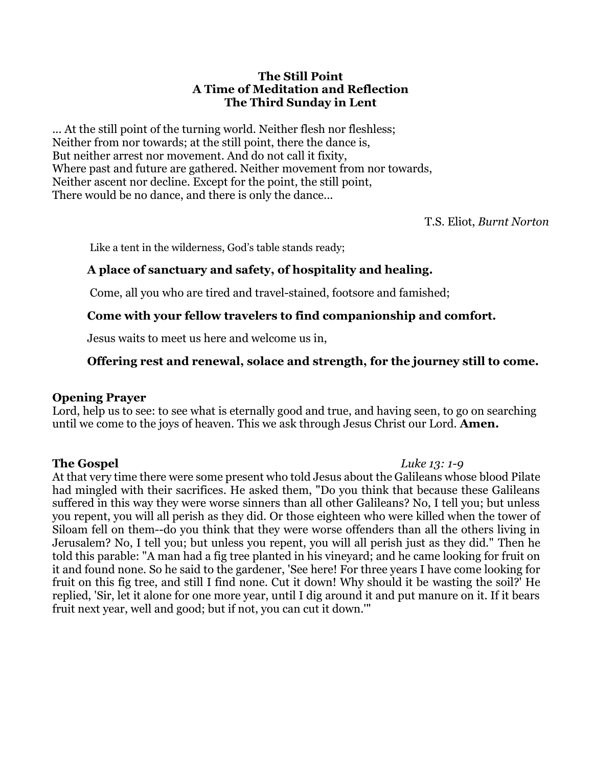**The Still Point**
**A Time of Meditation and Reflection**
**The Third Sunday in Lent**

… At the still point of the turning world. Neither flesh nor fleshless;
Neither from nor towards; at the still point, there the dance is,
But neither arrest nor movement. And do not call it fixity,
Where past and future are gathered. Neither movement from nor towards,
Neither ascent nor decline. Except for the point, the still point,
There would be no dance, and there is only the dance…

T.S. Eliot, *Burnt Norton*

Like a tent in the wilderness, God's table stands ready;

**A place of sanctuary and safety, of hospitality and healing.**

Come, all you who are tired and travel-stained, footsore and famished;

**Come with your fellow travelers to find companionship and comfort.**

Jesus waits to meet us here and welcome us in,

**Offering rest and renewal, solace and strength, for the journey still to come.**

**Opening Prayer**
Lord, help us to see: to see what is eternally good and true, and having seen, to go on searching until we come to the joys of heaven. This we ask through Jesus Christ our Lord. **Amen.**

**The Gospel** *Luke 13: 1-9*
At that very time there were some present who told Jesus about the Galileans whose blood Pilate had mingled with their sacrifices. He asked them, "Do you think that because these Galileans suffered in this way they were worse sinners than all other Galileans? No, I tell you; but unless you repent, you will all perish as they did. Or those eighteen who were killed when the tower of Siloam fell on them--do you think that they were worse offenders than all the others living in Jerusalem? No, I tell you; but unless you repent, you will all perish just as they did." Then he told this parable: "A man had a fig tree planted in his vineyard; and he came looking for fruit on it and found none. So he said to the gardener, 'See here! For three years I have come looking for fruit on this fig tree, and still I find none. Cut it down! Why should it be wasting the soil?' He replied, 'Sir, let it alone for one more year, until I dig around it and put manure on it. If it bears fruit next year, well and good; but if not, you can cut it down.'"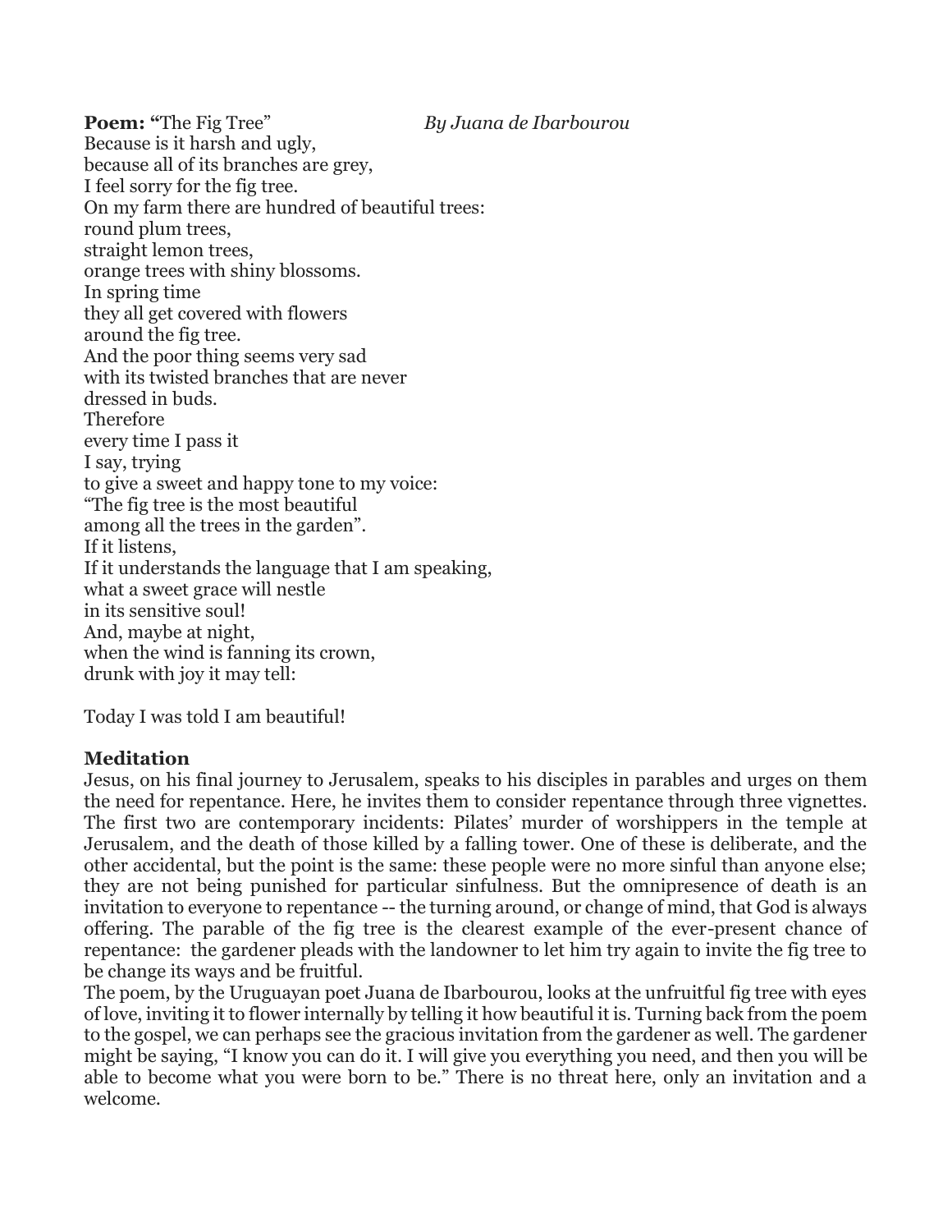**Poem: "**The Fig Tree" *By Juana de Ibarbourou*

Because is it harsh and ugly,
because all of its branches are grey,
I feel sorry for the fig tree.
On my farm there are hundred of beautiful trees:
round plum trees,
straight lemon trees,
orange trees with shiny blossoms.
In spring time
they all get covered with flowers
around the fig tree.
And the poor thing seems very sad
with its twisted branches that are never
dressed in buds.
Therefore
every time I pass it
I say, trying
to give a sweet and happy tone to my voice:
"The fig tree is the most beautiful
among all the trees in the garden".
If it listens,
If it understands the language that I am speaking,
what a sweet grace will nestle
in its sensitive soul!
And, maybe at night,
when the wind is fanning its crown,
drunk with joy it may tell:

Today I was told I am beautiful!

**Meditation**

Jesus, on his final journey to Jerusalem, speaks to his disciples in parables and urges on them the need for repentance. Here, he invites them to consider repentance through three vignettes. The first two are contemporary incidents: Pilates' murder of worshippers in the temple at Jerusalem, and the death of those killed by a falling tower. One of these is deliberate, and the other accidental, but the point is the same: these people were no more sinful than anyone else; they are not being punished for particular sinfulness. But the omnipresence of death is an invitation to everyone to repentance -- the turning around, or change of mind, that God is always offering. The parable of the fig tree is the clearest example of the ever-present chance of repentance: the gardener pleads with the landowner to let him try again to invite the fig tree to be change its ways and be fruitful.

The poem, by the Uruguayan poet Juana de Ibarbourou, looks at the unfruitful fig tree with eyes of love, inviting it to flower internally by telling it how beautiful it is. Turning back from the poem to the gospel, we can perhaps see the gracious invitation from the gardener as well. The gardener might be saying, "I know you can do it. I will give you everything you need, and then you will be able to become what you were born to be." There is no threat here, only an invitation and a welcome.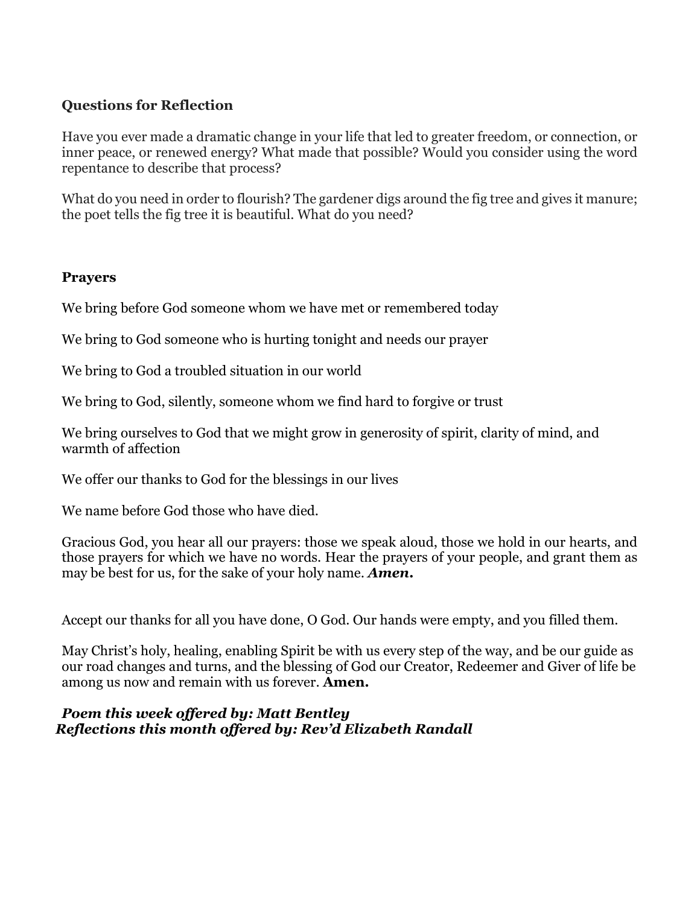### Questions for Reflection

Have you ever made a dramatic change in your life that led to greater freedom, or connection, or inner peace, or renewed energy? What made that possible? Would you consider using the word repentance to describe that process?

What do you need in order to flourish? The gardener digs around the fig tree and gives it manure; the poet tells the fig tree it is beautiful. What do you need?

### Prayers

We bring before God someone whom we have met or remembered today

We bring to God someone who is hurting tonight and needs our prayer

We bring to God a troubled situation in our world

We bring to God, silently, someone whom we find hard to forgive or trust

We bring ourselves to God that we might grow in generosity of spirit, clarity of mind, and warmth of affection

We offer our thanks to God for the blessings in our lives

We name before God those who have died.

Gracious God, you hear all our prayers: those we speak aloud, those we hold in our hearts, and those prayers for which we have no words. Hear the prayers of your people, and grant them as may be best for us, for the sake of your holy name. ***Amen.***

Accept our thanks for all you have done, O God. Our hands were empty, and you filled them.

May Christ's holy, healing, enabling Spirit be with us every step of the way, and be our guide as our road changes and turns, and the blessing of God our Creator, Redeemer and Giver of life be among us now and remain with us forever. **Amen.**

***Poem this week offered by: Matt Bentley***
***Reflections this month offered by: Rev'd Elizabeth Randall***